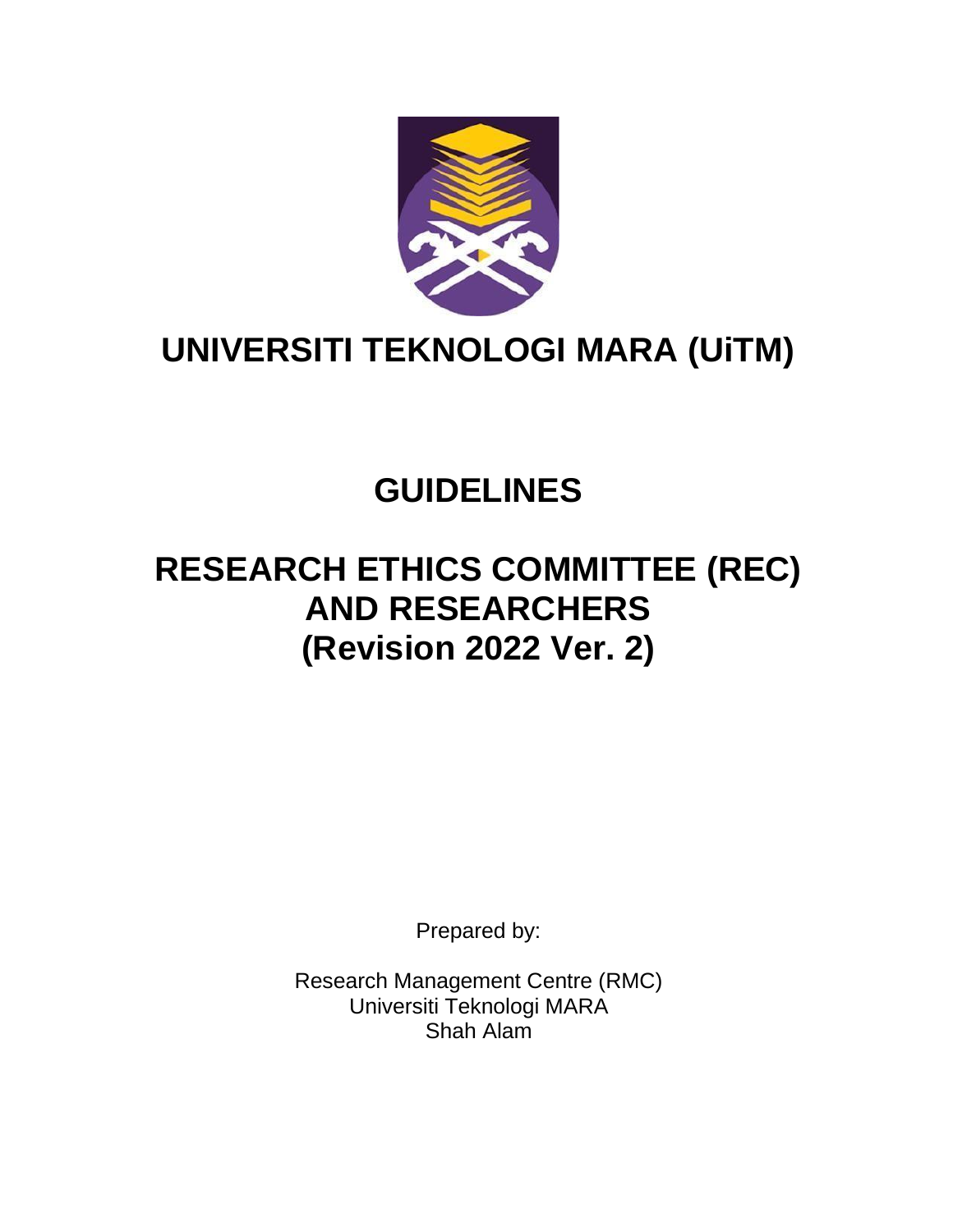# UNIVERSITI TEKNOLOGI MARA (UiTM)

# GUIDELINES

# RESEARCH ETHICS COMMITTEE (REC) AND RESEARCHERS (Revision 2022 Ver. 2)

Prepared by:

Research Management Centre (RMC)
Universiti Teknologi MARA
Shah Alam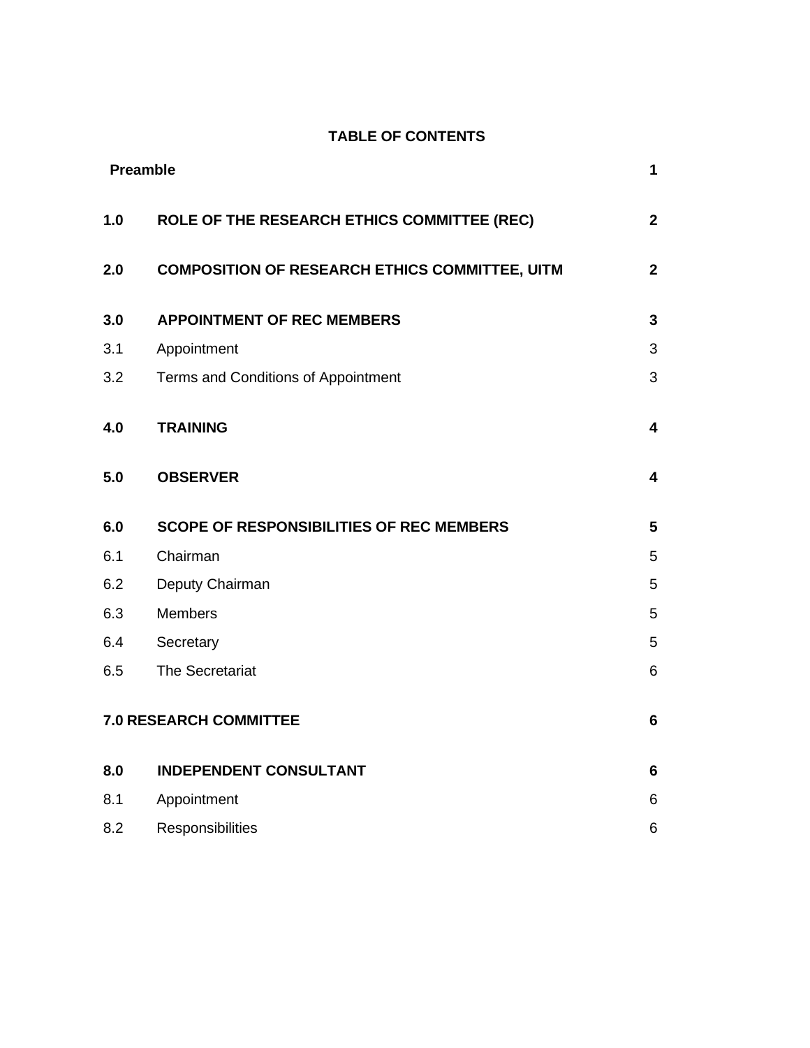## TABLE OF CONTENTS

| | | |
|---|---|---|
| **Preamble** | | **1** |
| **1.0** | **ROLE OF THE RESEARCH ETHICS COMMITTEE (REC)** | **2** |
| **2.0** | **COMPOSITION OF RESEARCH ETHICS COMMITTEE, UITM** | **2** |
| **3.0** | **APPOINTMENT OF REC MEMBERS** | **3** |
| 3.1 | Appointment | 3 |
| 3.2 | Terms and Conditions of Appointment | 3 |
| **4.0** | **TRAINING** | **4** |
| **5.0** | **OBSERVER** | **4** |
| **6.0** | **SCOPE OF RESPONSIBILITIES OF REC MEMBERS** | **5** |
| 6.1 | Chairman | 5 |
| 6.2 | Deputy Chairman | 5 |
| 6.3 | Members | 5 |
| 6.4 | Secretary | 5 |
| 6.5 | The Secretariat | 6 |
| **7.0 RESEARCH COMMITTEE** | | **6** |
| **8.0** | **INDEPENDENT CONSULTANT** | **6** |
| 8.1 | Appointment | 6 |
| 8.2 | Responsibilities | 6 |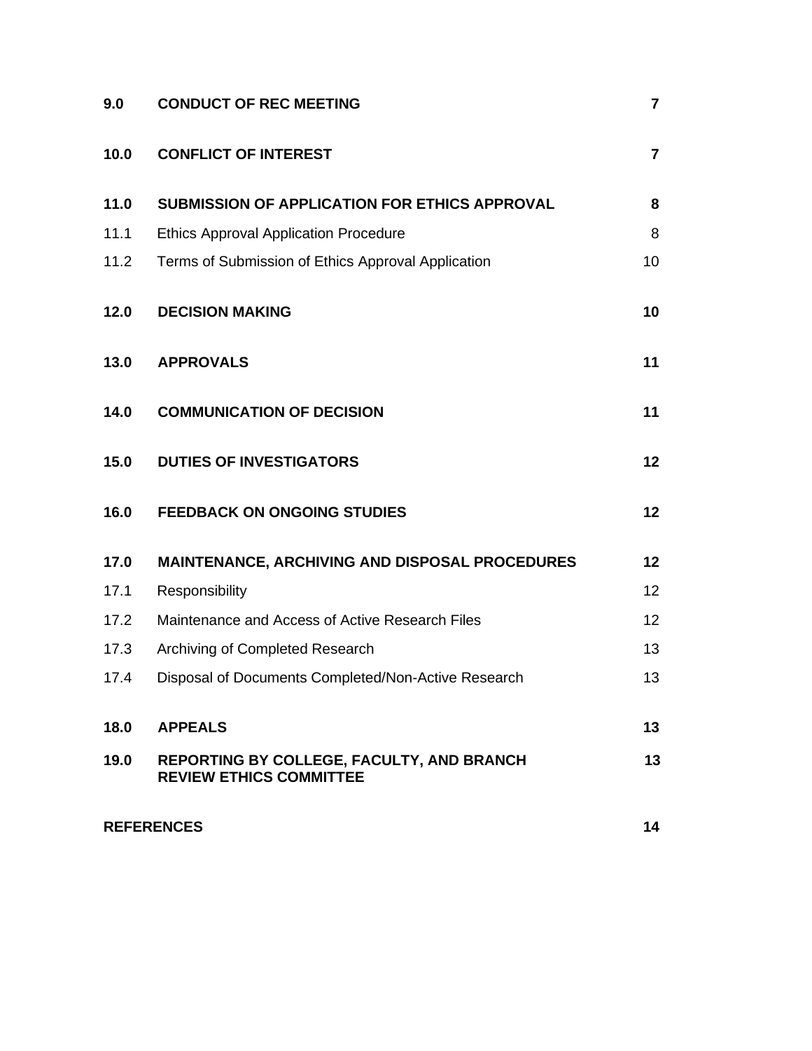| | | |
|---|---|---|
| **9.0** | **CONDUCT OF REC MEETING** | **7** |
| **10.0** | **CONFLICT OF INTEREST** | **7** |
| **11.0** | **SUBMISSION OF APPLICATION FOR ETHICS APPROVAL** | **8** |
| 11.1 | Ethics Approval Application Procedure | 8 |
| 11.2 | Terms of Submission of Ethics Approval Application | 10 |
| **12.0** | **DECISION MAKING** | **10** |
| **13.0** | **APPROVALS** | **11** |
| **14.0** | **COMMUNICATION OF DECISION** | **11** |
| **15.0** | **DUTIES OF INVESTIGATORS** | **12** |
| **16.0** | **FEEDBACK ON ONGOING STUDIES** | **12** |
| **17.0** | **MAINTENANCE, ARCHIVING AND DISPOSAL PROCEDURES** | **12** |
| 17.1 | Responsibility | 12 |
| 17.2 | Maintenance and Access of Active Research Files | 12 |
| 17.3 | Archiving of Completed Research | 13 |
| 17.4 | Disposal of Documents Completed/Non-Active Research | 13 |
| **18.0** | **APPEALS** | **13** |
| **19.0** | **REPORTING BY COLLEGE, FACULTY, AND BRANCH REVIEW ETHICS COMMITTEE** | **13** |
| **REFERENCES** | | **14** |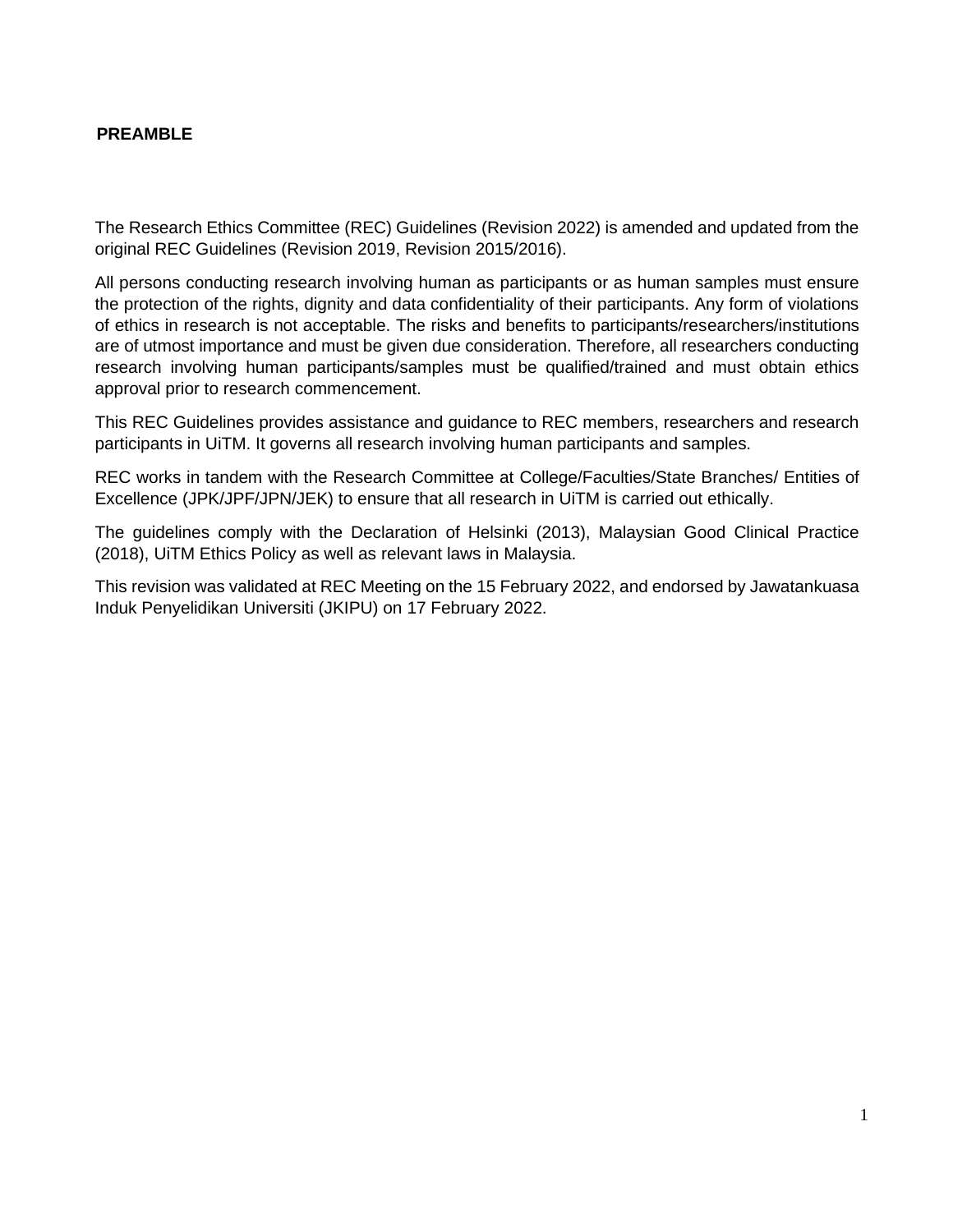# PREAMBLE

The Research Ethics Committee (REC) Guidelines (Revision 2022) is amended and updated from the original REC Guidelines (Revision 2019, Revision 2015/2016).

All persons conducting research involving human as participants or as human samples must ensure the protection of the rights, dignity and data confidentiality of their participants. Any form of violations of ethics in research is not acceptable. The risks and benefits to participants/researchers/institutions are of utmost importance and must be given due consideration. Therefore, all researchers conducting research involving human participants/samples must be qualified/trained and must obtain ethics approval prior to research commencement.

This REC Guidelines provides assistance and guidance to REC members, researchers and research participants in UiTM. It governs all research involving human participants and samples.

REC works in tandem with the Research Committee at College/Faculties/State Branches/ Entities of Excellence (JPK/JPF/JPN/JEK) to ensure that all research in UiTM is carried out ethically.

The guidelines comply with the Declaration of Helsinki (2013), Malaysian Good Clinical Practice (2018), UiTM Ethics Policy as well as relevant laws in Malaysia.

This revision was validated at REC Meeting on the 15 February 2022, and endorsed by Jawatankuasa Induk Penyelidikan Universiti (JKIPU) on 17 February 2022.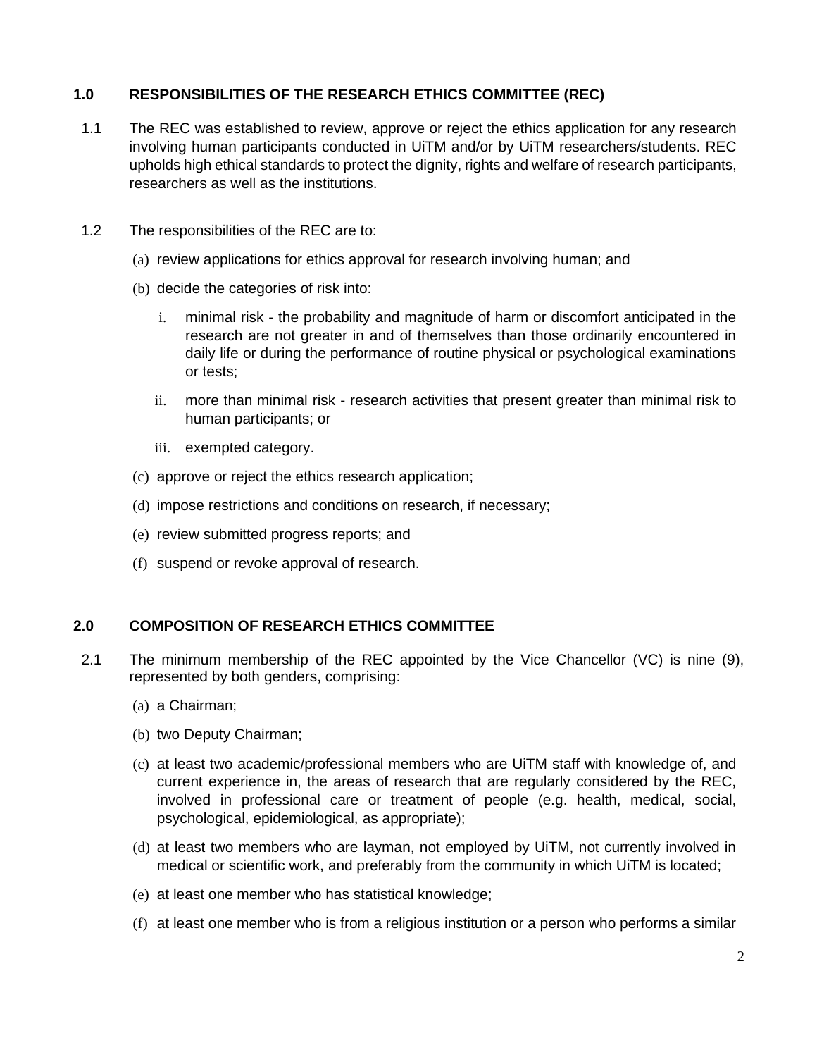## 1.0 RESPONSIBILITIES OF THE RESEARCH ETHICS COMMITTEE (REC)

1.1 The REC was established to review, approve or reject the ethics application for any research involving human participants conducted in UiTM and/or by UiTM researchers/students. REC upholds high ethical standards to protect the dignity, rights and welfare of research participants, researchers as well as the institutions.

1.2 The responsibilities of the REC are to:

(a) review applications for ethics approval for research involving human; and

(b) decide the categories of risk into:

i. minimal risk - the probability and magnitude of harm or discomfort anticipated in the research are not greater in and of themselves than those ordinarily encountered in daily life or during the performance of routine physical or psychological examinations or tests;

ii. more than minimal risk - research activities that present greater than minimal risk to human participants; or

iii. exempted category.

(c) approve or reject the ethics research application;

(d) impose restrictions and conditions on research, if necessary;

(e) review submitted progress reports; and

(f) suspend or revoke approval of research.

## 2.0 COMPOSITION OF RESEARCH ETHICS COMMITTEE

2.1 The minimum membership of the REC appointed by the Vice Chancellor (VC) is nine (9), represented by both genders, comprising:

(a) a Chairman;

(b) two Deputy Chairman;

(c) at least two academic/professional members who are UiTM staff with knowledge of, and current experience in, the areas of research that are regularly considered by the REC, involved in professional care or treatment of people (e.g. health, medical, social, psychological, epidemiological, as appropriate);

(d) at least two members who are layman, not employed by UiTM, not currently involved in medical or scientific work, and preferably from the community in which UiTM is located;

(e) at least one member who has statistical knowledge;

(f) at least one member who is from a religious institution or a person who performs a similar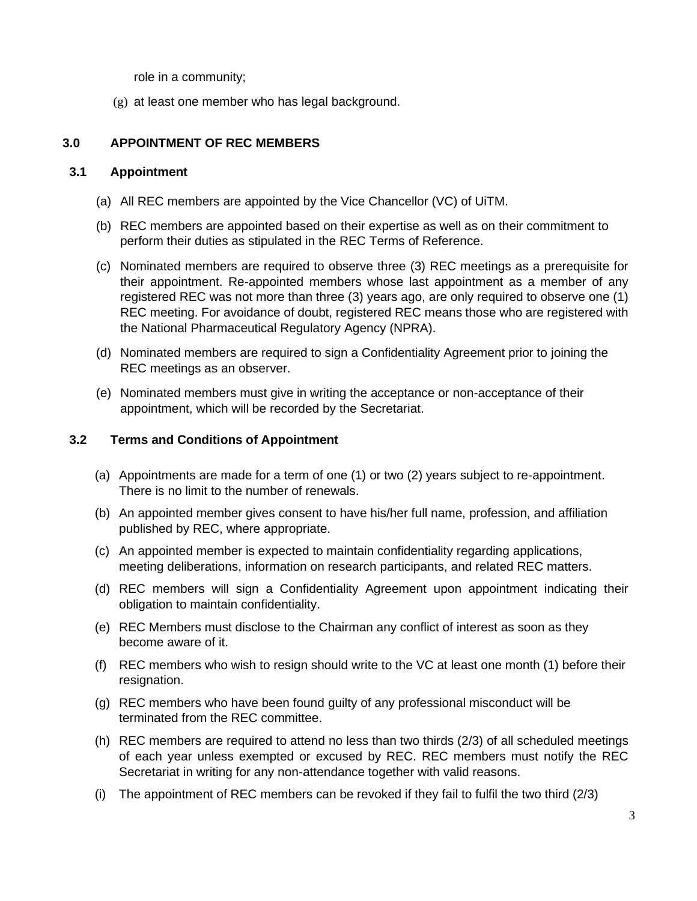role in a community;

(g) at least one member who has legal background.

## 3.0 APPOINTMENT OF REC MEMBERS

### 3.1 Appointment

(a) All REC members are appointed by the Vice Chancellor (VC) of UiTM.

(b) REC members are appointed based on their expertise as well as on their commitment to perform their duties as stipulated in the REC Terms of Reference.

(c) Nominated members are required to observe three (3) REC meetings as a prerequisite for their appointment. Re-appointed members whose last appointment as a member of any registered REC was not more than three (3) years ago, are only required to observe one (1) REC meeting. For avoidance of doubt, registered REC means those who are registered with the National Pharmaceutical Regulatory Agency (NPRA).

(d) Nominated members are required to sign a Confidentiality Agreement prior to joining the REC meetings as an observer.

(e) Nominated members must give in writing the acceptance or non-acceptance of their appointment, which will be recorded by the Secretariat.

### 3.2 Terms and Conditions of Appointment

(a) Appointments are made for a term of one (1) or two (2) years subject to re-appointment. There is no limit to the number of renewals.

(b) An appointed member gives consent to have his/her full name, profession, and affiliation published by REC, where appropriate.

(c) An appointed member is expected to maintain confidentiality regarding applications, meeting deliberations, information on research participants, and related REC matters.

(d) REC members will sign a Confidentiality Agreement upon appointment indicating their obligation to maintain confidentiality.

(e) REC Members must disclose to the Chairman any conflict of interest as soon as they become aware of it.

(f) REC members who wish to resign should write to the VC at least one month (1) before their resignation.

(g) REC members who have been found guilty of any professional misconduct will be terminated from the REC committee.

(h) REC members are required to attend no less than two thirds (2/3) of all scheduled meetings of each year unless exempted or excused by REC. REC members must notify the REC Secretariat in writing for any non-attendance together with valid reasons.

(i) The appointment of REC members can be revoked if they fail to fulfil the two third (2/3)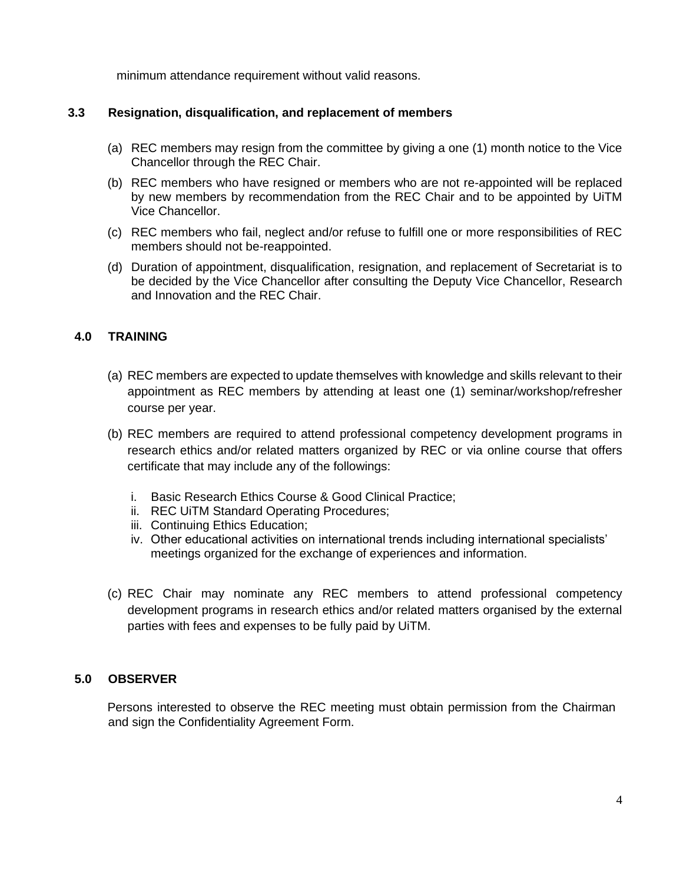minimum attendance requirement without valid reasons.

### 3.3 Resignation, disqualification, and replacement of members

(a) REC members may resign from the committee by giving a one (1) month notice to the Vice Chancellor through the REC Chair.

(b) REC members who have resigned or members who are not re-appointed will be replaced by new members by recommendation from the REC Chair and to be appointed by UiTM Vice Chancellor.

(c) REC members who fail, neglect and/or refuse to fulfill one or more responsibilities of REC members should not be-reappointed.

(d) Duration of appointment, disqualification, resignation, and replacement of Secretariat is to be decided by the Vice Chancellor after consulting the Deputy Vice Chancellor, Research and Innovation and the REC Chair.

## 4.0 TRAINING

(a) REC members are expected to update themselves with knowledge and skills relevant to their appointment as REC members by attending at least one (1) seminar/workshop/refresher course per year.

(b) REC members are required to attend professional competency development programs in research ethics and/or related matters organized by REC or via online course that offers certificate that may include any of the followings:

  i. Basic Research Ethics Course & Good Clinical Practice;
  ii. REC UiTM Standard Operating Procedures;
  iii. Continuing Ethics Education;
  iv. Other educational activities on international trends including international specialists' meetings organized for the exchange of experiences and information.

(c) REC Chair may nominate any REC members to attend professional competency development programs in research ethics and/or related matters organised by the external parties with fees and expenses to be fully paid by UiTM.

## 5.0 OBSERVER

Persons interested to observe the REC meeting must obtain permission from the Chairman and sign the Confidentiality Agreement Form.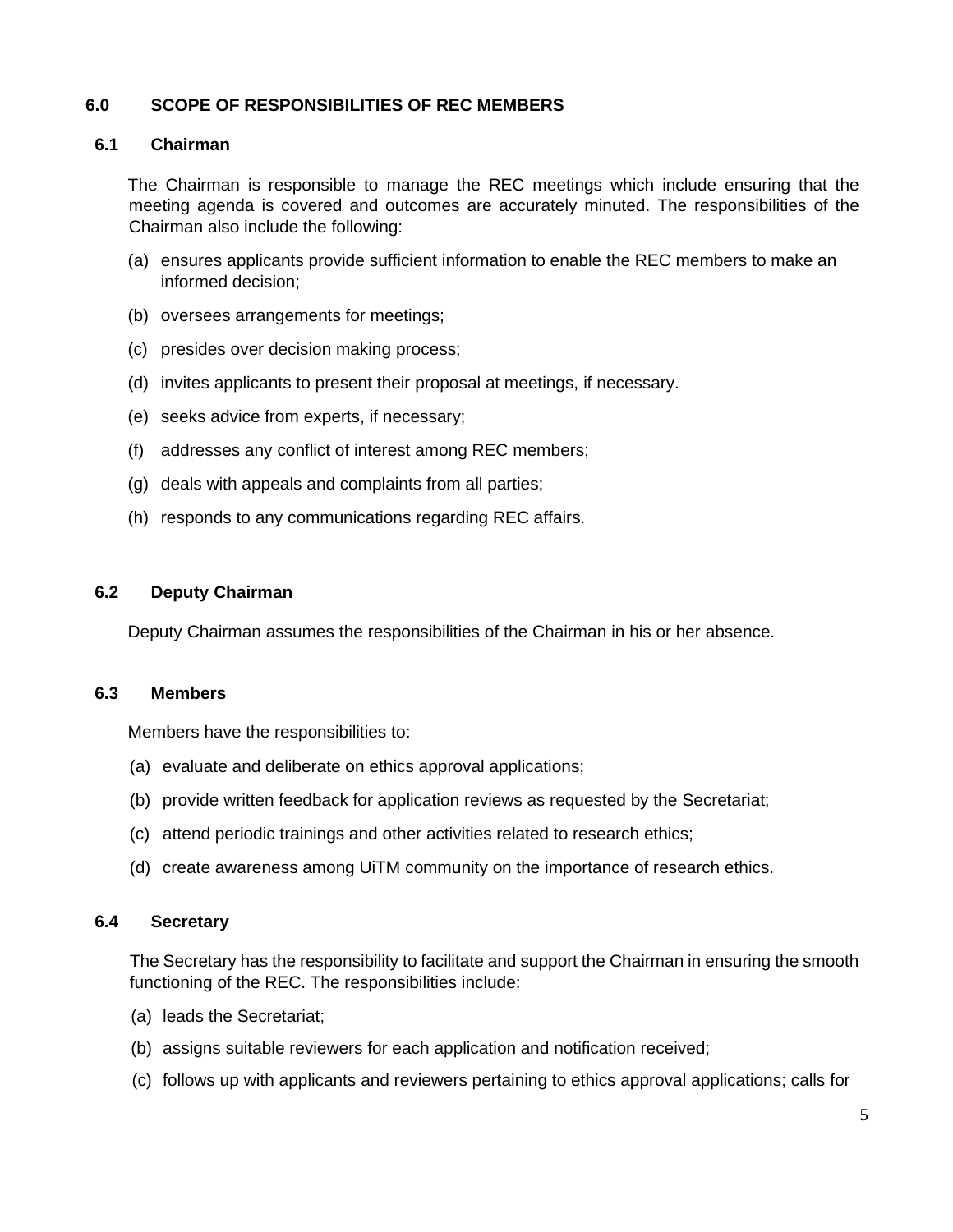## 6.0 SCOPE OF RESPONSIBILITIES OF REC MEMBERS

### 6.1 Chairman

The Chairman is responsible to manage the REC meetings which include ensuring that the meeting agenda is covered and outcomes are accurately minuted. The responsibilities of the Chairman also include the following:

(a) ensures applicants provide sufficient information to enable the REC members to make an informed decision;

(b) oversees arrangements for meetings;

(c) presides over decision making process;

(d) invites applicants to present their proposal at meetings, if necessary.

(e) seeks advice from experts, if necessary;

(f) addresses any conflict of interest among REC members;

(g) deals with appeals and complaints from all parties;

(h) responds to any communications regarding REC affairs.

### 6.2 Deputy Chairman

Deputy Chairman assumes the responsibilities of the Chairman in his or her absence.

### 6.3 Members

Members have the responsibilities to:

(a) evaluate and deliberate on ethics approval applications;

(b) provide written feedback for application reviews as requested by the Secretariat;

(c) attend periodic trainings and other activities related to research ethics;

(d) create awareness among UiTM community on the importance of research ethics.

### 6.4 Secretary

The Secretary has the responsibility to facilitate and support the Chairman in ensuring the smooth functioning of the REC. The responsibilities include:

(a) leads the Secretariat;

(b) assigns suitable reviewers for each application and notification received;

(c) follows up with applicants and reviewers pertaining to ethics approval applications; calls for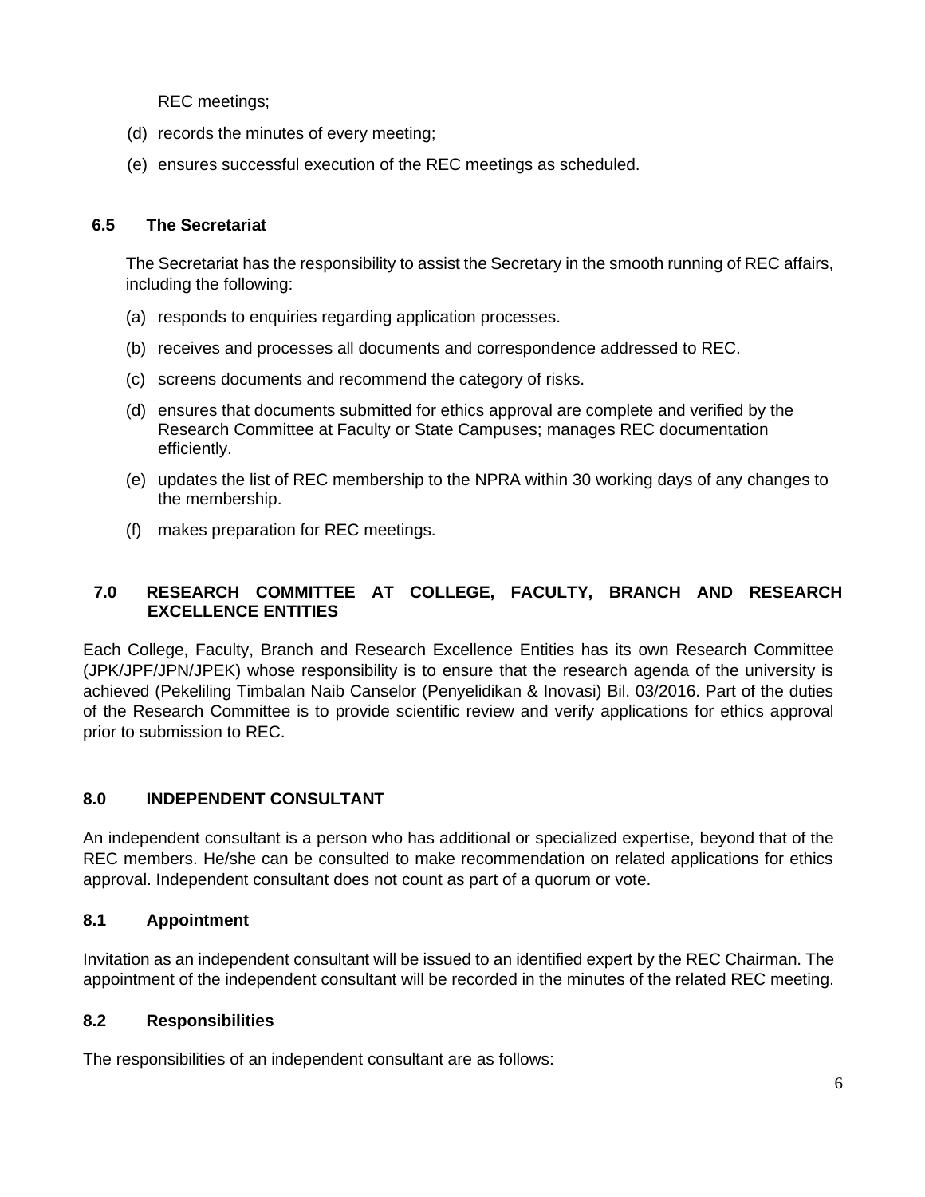REC meetings;

(d) records the minutes of every meeting;

(e) ensures successful execution of the REC meetings as scheduled.

### 6.5 The Secretariat

The Secretariat has the responsibility to assist the Secretary in the smooth running of REC affairs, including the following:

(a) responds to enquiries regarding application processes.

(b) receives and processes all documents and correspondence addressed to REC.

(c) screens documents and recommend the category of risks.

(d) ensures that documents submitted for ethics approval are complete and verified by the Research Committee at Faculty or State Campuses; manages REC documentation efficiently.

(e) updates the list of REC membership to the NPRA within 30 working days of any changes to the membership.

(f) makes preparation for REC meetings.

## 7.0 RESEARCH COMMITTEE AT COLLEGE, FACULTY, BRANCH AND RESEARCH EXCELLENCE ENTITIES

Each College, Faculty, Branch and Research Excellence Entities has its own Research Committee (JPK/JPF/JPN/JPEK) whose responsibility is to ensure that the research agenda of the university is achieved (Pekeliling Timbalan Naib Canselor (Penyelidikan & Inovasi) Bil. 03/2016. Part of the duties of the Research Committee is to provide scientific review and verify applications for ethics approval prior to submission to REC.

## 8.0 INDEPENDENT CONSULTANT

An independent consultant is a person who has additional or specialized expertise, beyond that of the REC members. He/she can be consulted to make recommendation on related applications for ethics approval. Independent consultant does not count as part of a quorum or vote.

### 8.1 Appointment

Invitation as an independent consultant will be issued to an identified expert by the REC Chairman. The appointment of the independent consultant will be recorded in the minutes of the related REC meeting.

### 8.2 Responsibilities

The responsibilities of an independent consultant are as follows: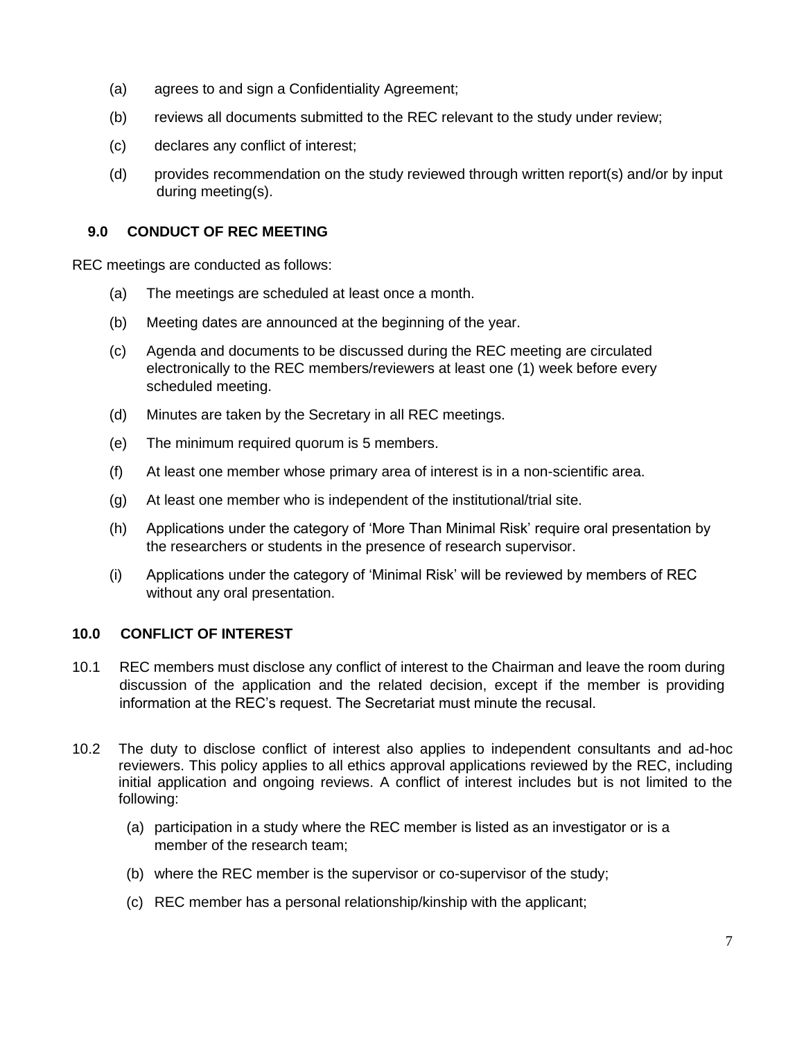(a) agrees to and sign a Confidentiality Agreement;

(b) reviews all documents submitted to the REC relevant to the study under review;

(c) declares any conflict of interest;

(d) provides recommendation on the study reviewed through written report(s) and/or by input during meeting(s).

## 9.0 CONDUCT OF REC MEETING

REC meetings are conducted as follows:

(a) The meetings are scheduled at least once a month.

(b) Meeting dates are announced at the beginning of the year.

(c) Agenda and documents to be discussed during the REC meeting are circulated electronically to the REC members/reviewers at least one (1) week before every scheduled meeting.

(d) Minutes are taken by the Secretary in all REC meetings.

(e) The minimum required quorum is 5 members.

(f) At least one member whose primary area of interest is in a non-scientific area.

(g) At least one member who is independent of the institutional/trial site.

(h) Applications under the category of 'More Than Minimal Risk' require oral presentation by the researchers or students in the presence of research supervisor.

(i) Applications under the category of 'Minimal Risk' will be reviewed by members of REC without any oral presentation.

## 10.0 CONFLICT OF INTEREST

10.1 REC members must disclose any conflict of interest to the Chairman and leave the room during discussion of the application and the related decision, except if the member is providing information at the REC's request. The Secretariat must minute the recusal.

10.2 The duty to disclose conflict of interest also applies to independent consultants and ad-hoc reviewers. This policy applies to all ethics approval applications reviewed by the REC, including initial application and ongoing reviews. A conflict of interest includes but is not limited to the following:

(a) participation in a study where the REC member is listed as an investigator or is a member of the research team;

(b) where the REC member is the supervisor or co-supervisor of the study;

(c) REC member has a personal relationship/kinship with the applicant;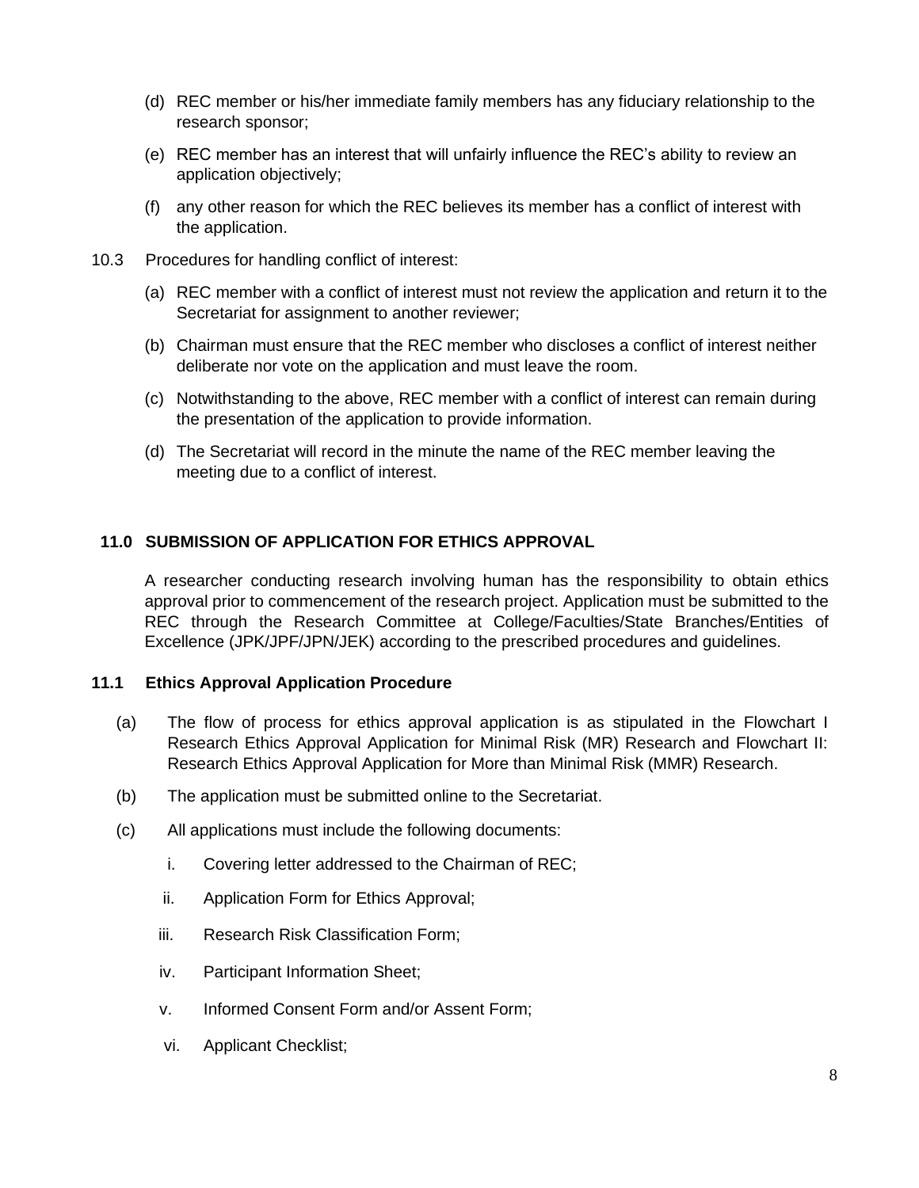(d) REC member or his/her immediate family members has any fiduciary relationship to the research sponsor;

(e) REC member has an interest that will unfairly influence the REC's ability to review an application objectively;

(f) any other reason for which the REC believes its member has a conflict of interest with the application.

10.3 Procedures for handling conflict of interest:

(a) REC member with a conflict of interest must not review the application and return it to the Secretariat for assignment to another reviewer;

(b) Chairman must ensure that the REC member who discloses a conflict of interest neither deliberate nor vote on the application and must leave the room.

(c) Notwithstanding to the above, REC member with a conflict of interest can remain during the presentation of the application to provide information.

(d) The Secretariat will record in the minute the name of the REC member leaving the meeting due to a conflict of interest.

## 11.0 SUBMISSION OF APPLICATION FOR ETHICS APPROVAL

A researcher conducting research involving human has the responsibility to obtain ethics approval prior to commencement of the research project. Application must be submitted to the REC through the Research Committee at College/Faculties/State Branches/Entities of Excellence (JPK/JPF/JPN/JEK) according to the prescribed procedures and guidelines.

### 11.1 Ethics Approval Application Procedure

(a) The flow of process for ethics approval application is as stipulated in the Flowchart I Research Ethics Approval Application for Minimal Risk (MR) Research and Flowchart II: Research Ethics Approval Application for More than Minimal Risk (MMR) Research.

(b) The application must be submitted online to the Secretariat.

(c) All applications must include the following documents:

i. Covering letter addressed to the Chairman of REC;

ii. Application Form for Ethics Approval;

iii. Research Risk Classification Form;

iv. Participant Information Sheet;

v. Informed Consent Form and/or Assent Form;

vi. Applicant Checklist;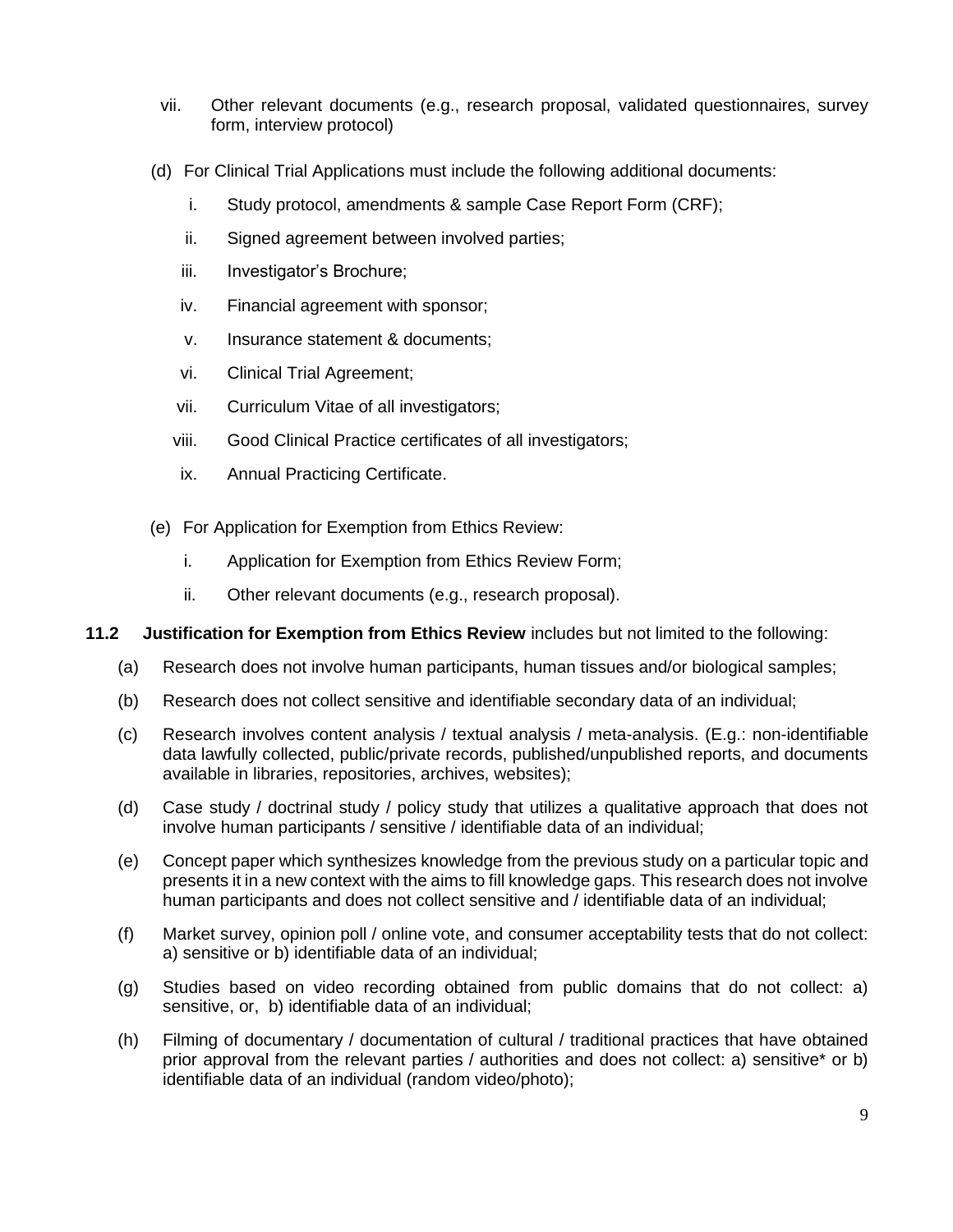vii. Other relevant documents (e.g., research proposal, validated questionnaires, survey form, interview protocol)

(d) For Clinical Trial Applications must include the following additional documents:

i. Study protocol, amendments & sample Case Report Form (CRF);

ii. Signed agreement between involved parties;

iii. Investigator's Brochure;

iv. Financial agreement with sponsor;

v. Insurance statement & documents;

vi. Clinical Trial Agreement;

vii. Curriculum Vitae of all investigators;

viii. Good Clinical Practice certificates of all investigators;

ix. Annual Practicing Certificate.

(e) For Application for Exemption from Ethics Review:

i. Application for Exemption from Ethics Review Form;

ii. Other relevant documents (e.g., research proposal).

**11.2 Justification for Exemption from Ethics Review** includes but not limited to the following:

(a) Research does not involve human participants, human tissues and/or biological samples;

(b) Research does not collect sensitive and identifiable secondary data of an individual;

(c) Research involves content analysis / textual analysis / meta-analysis. (E.g.: non-identifiable data lawfully collected, public/private records, published/unpublished reports, and documents available in libraries, repositories, archives, websites);

(d) Case study / doctrinal study / policy study that utilizes a qualitative approach that does not involve human participants / sensitive / identifiable data of an individual;

(e) Concept paper which synthesizes knowledge from the previous study on a particular topic and presents it in a new context with the aims to fill knowledge gaps. This research does not involve human participants and does not collect sensitive and / identifiable data of an individual;

(f) Market survey, opinion poll / online vote, and consumer acceptability tests that do not collect: a) sensitive or b) identifiable data of an individual;

(g) Studies based on video recording obtained from public domains that do not collect: a) sensitive, or, b) identifiable data of an individual;

(h) Filming of documentary / documentation of cultural / traditional practices that have obtained prior approval from the relevant parties / authorities and does not collect: a) sensitive* or b) identifiable data of an individual (random video/photo);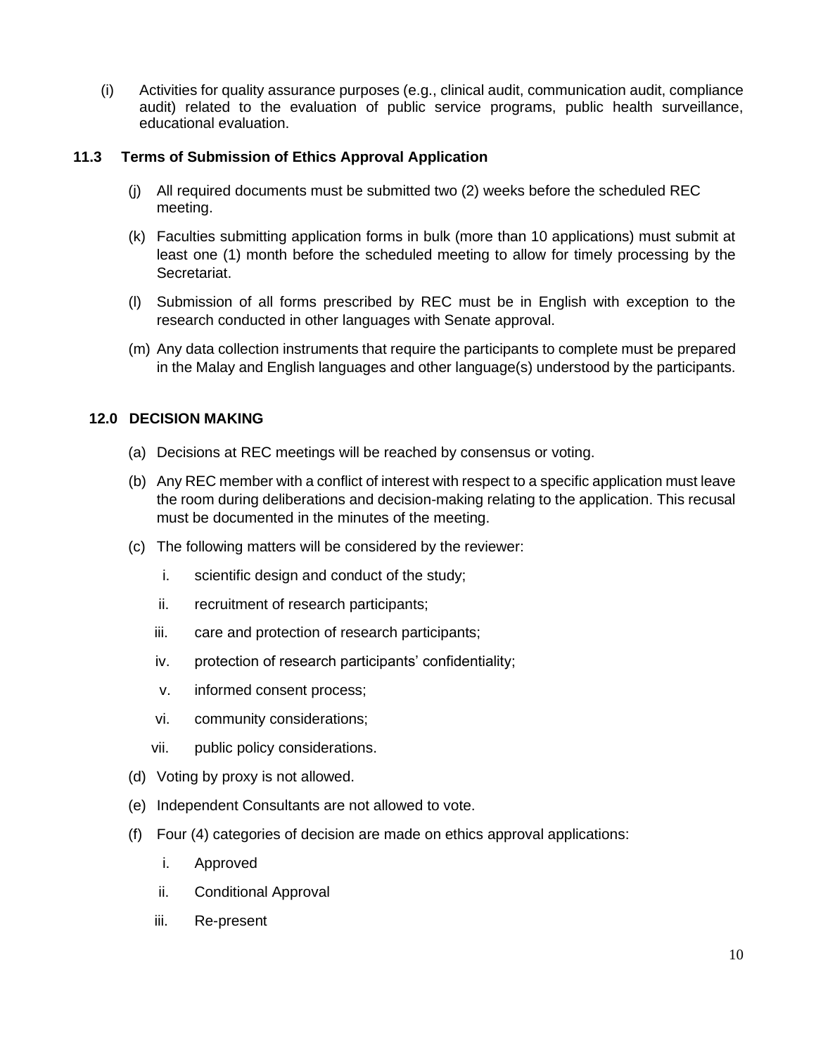(i) Activities for quality assurance purposes (e.g., clinical audit, communication audit, compliance audit) related to the evaluation of public service programs, public health surveillance, educational evaluation.

### 11.3 Terms of Submission of Ethics Approval Application

(j) All required documents must be submitted two (2) weeks before the scheduled REC meeting.

(k) Faculties submitting application forms in bulk (more than 10 applications) must submit at least one (1) month before the scheduled meeting to allow for timely processing by the Secretariat.

(l) Submission of all forms prescribed by REC must be in English with exception to the research conducted in other languages with Senate approval.

(m) Any data collection instruments that require the participants to complete must be prepared in the Malay and English languages and other language(s) understood by the participants.

## 12.0 DECISION MAKING

(a) Decisions at REC meetings will be reached by consensus or voting.

(b) Any REC member with a conflict of interest with respect to a specific application must leave the room during deliberations and decision-making relating to the application. This recusal must be documented in the minutes of the meeting.

(c) The following matters will be considered by the reviewer:

  i. scientific design and conduct of the study;

  ii. recruitment of research participants;

  iii. care and protection of research participants;

  iv. protection of research participants' confidentiality;

  v. informed consent process;

  vi. community considerations;

  vii. public policy considerations.

(d) Voting by proxy is not allowed.

(e) Independent Consultants are not allowed to vote.

(f) Four (4) categories of decision are made on ethics approval applications:

  i. Approved

  ii. Conditional Approval

  iii. Re-present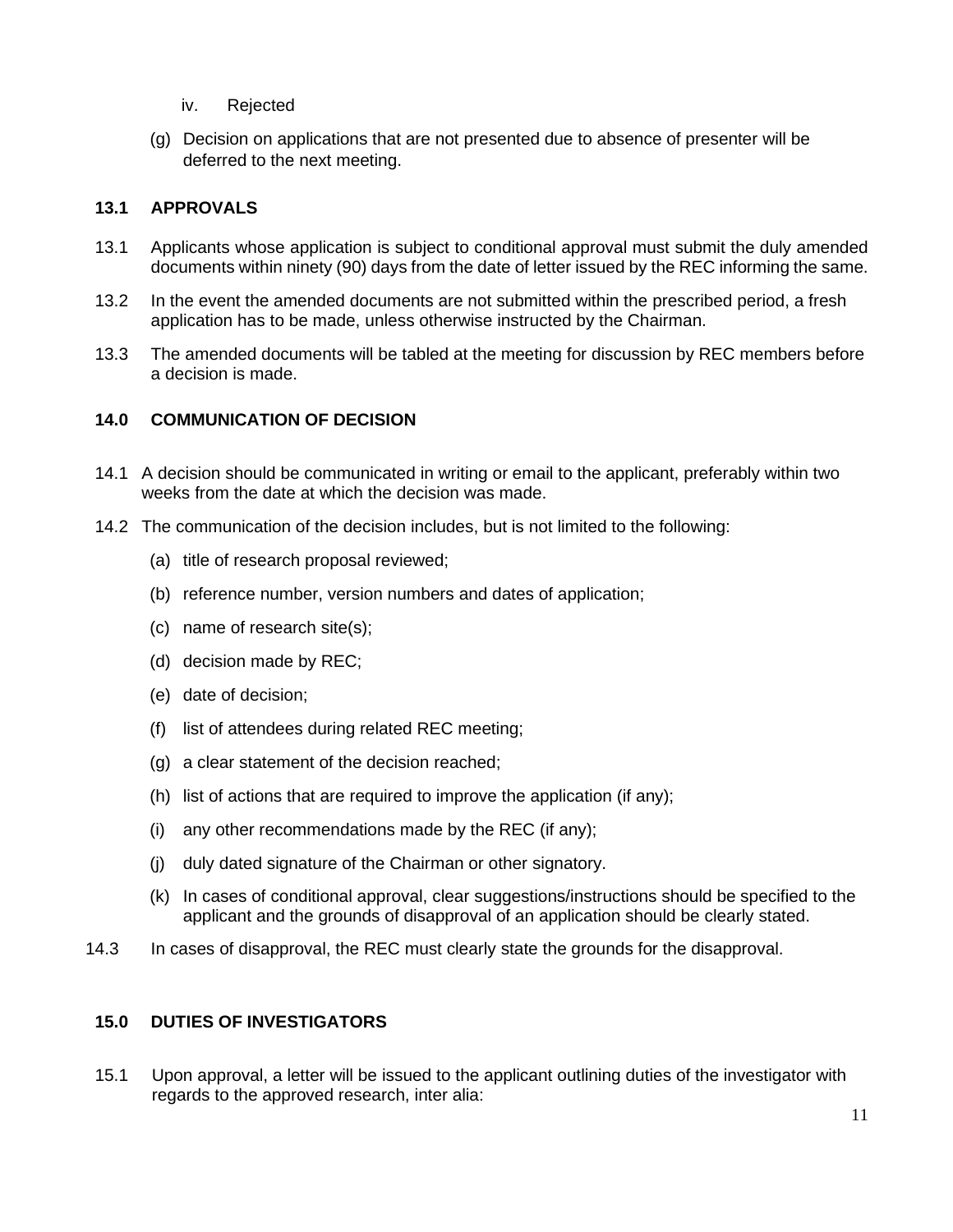iv. Rejected

(g) Decision on applications that are not presented due to absence of presenter will be deferred to the next meeting.

## 13.1 APPROVALS

13.1 Applicants whose application is subject to conditional approval must submit the duly amended documents within ninety (90) days from the date of letter issued by the REC informing the same.

13.2 In the event the amended documents are not submitted within the prescribed period, a fresh application has to be made, unless otherwise instructed by the Chairman.

13.3 The amended documents will be tabled at the meeting for discussion by REC members before a decision is made.

## 14.0 COMMUNICATION OF DECISION

14.1 A decision should be communicated in writing or email to the applicant, preferably within two weeks from the date at which the decision was made.

14.2 The communication of the decision includes, but is not limited to the following:

(a) title of research proposal reviewed;

(b) reference number, version numbers and dates of application;

(c) name of research site(s);

(d) decision made by REC;

(e) date of decision;

(f) list of attendees during related REC meeting;

(g) a clear statement of the decision reached;

(h) list of actions that are required to improve the application (if any);

(i) any other recommendations made by the REC (if any);

(j) duly dated signature of the Chairman or other signatory.

(k) In cases of conditional approval, clear suggestions/instructions should be specified to the applicant and the grounds of disapproval of an application should be clearly stated.

14.3 In cases of disapproval, the REC must clearly state the grounds for the disapproval.

## 15.0 DUTIES OF INVESTIGATORS

15.1 Upon approval, a letter will be issued to the applicant outlining duties of the investigator with regards to the approved research, inter alia: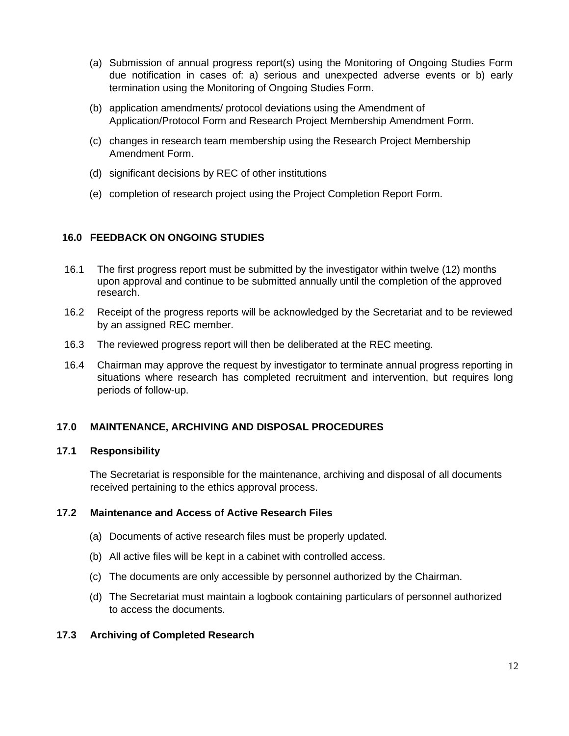(a) Submission of annual progress report(s) using the Monitoring of Ongoing Studies Form due notification in cases of: a) serious and unexpected adverse events or b) early termination using the Monitoring of Ongoing Studies Form.

(b) application amendments/ protocol deviations using the Amendment of Application/Protocol Form and Research Project Membership Amendment Form.

(c) changes in research team membership using the Research Project Membership Amendment Form.

(d) significant decisions by REC of other institutions

(e) completion of research project using the Project Completion Report Form.

## 16.0 FEEDBACK ON ONGOING STUDIES

16.1 The first progress report must be submitted by the investigator within twelve (12) months upon approval and continue to be submitted annually until the completion of the approved research.

16.2 Receipt of the progress reports will be acknowledged by the Secretariat and to be reviewed by an assigned REC member.

16.3 The reviewed progress report will then be deliberated at the REC meeting.

16.4 Chairman may approve the request by investigator to terminate annual progress reporting in situations where research has completed recruitment and intervention, but requires long periods of follow-up.

## 17.0 MAINTENANCE, ARCHIVING AND DISPOSAL PROCEDURES

### 17.1 Responsibility

The Secretariat is responsible for the maintenance, archiving and disposal of all documents received pertaining to the ethics approval process.

### 17.2 Maintenance and Access of Active Research Files

(a) Documents of active research files must be properly updated.

(b) All active files will be kept in a cabinet with controlled access.

(c) The documents are only accessible by personnel authorized by the Chairman.

(d) The Secretariat must maintain a logbook containing particulars of personnel authorized to access the documents.

### 17.3 Archiving of Completed Research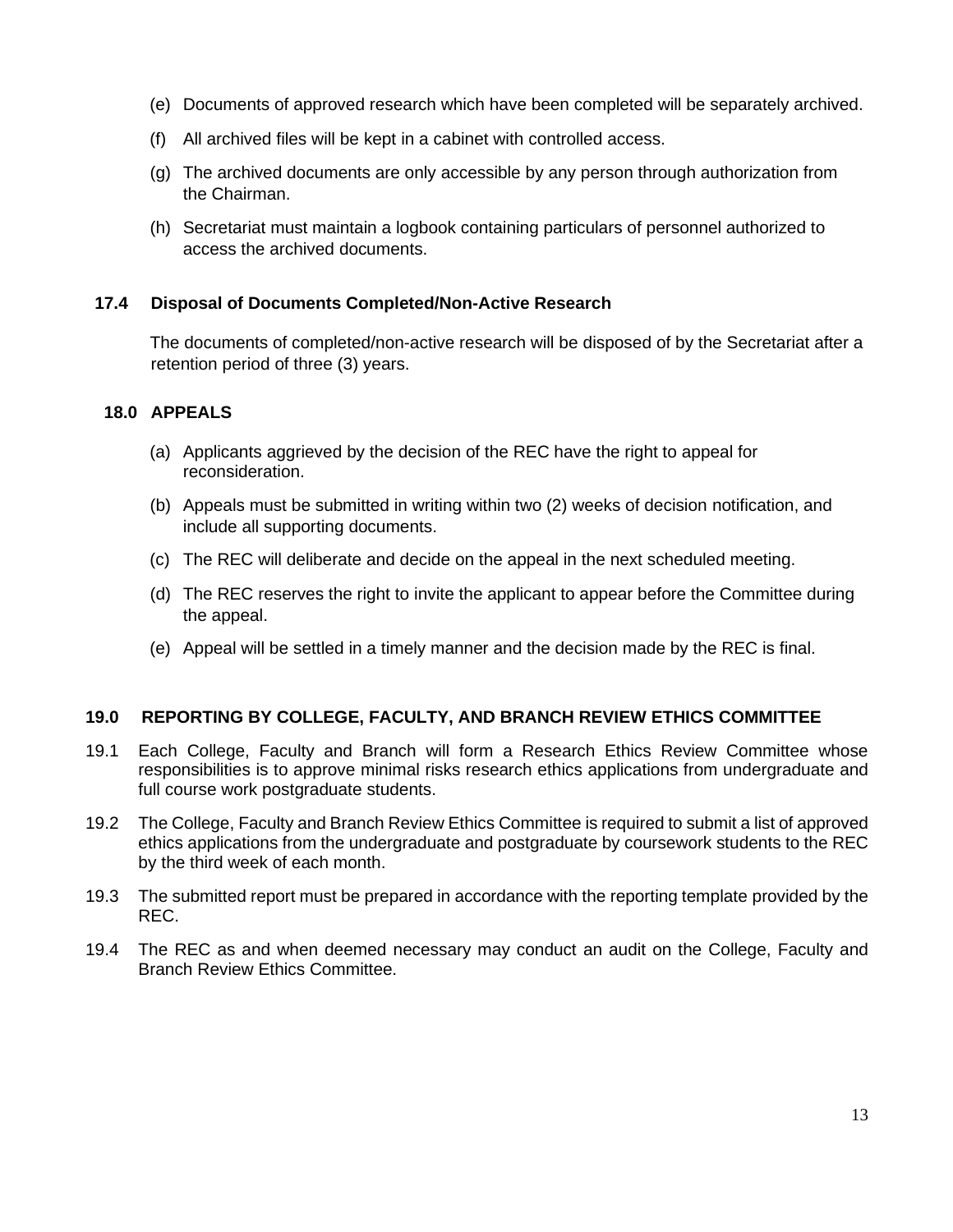(e) Documents of approved research which have been completed will be separately archived.

(f) All archived files will be kept in a cabinet with controlled access.

(g) The archived documents are only accessible by any person through authorization from the Chairman.

(h) Secretariat must maintain a logbook containing particulars of personnel authorized to access the archived documents.

### 17.4 Disposal of Documents Completed/Non-Active Research

The documents of completed/non-active research will be disposed of by the Secretariat after a retention period of three (3) years.

## 18.0 APPEALS

(a) Applicants aggrieved by the decision of the REC have the right to appeal for reconsideration.

(b) Appeals must be submitted in writing within two (2) weeks of decision notification, and include all supporting documents.

(c) The REC will deliberate and decide on the appeal in the next scheduled meeting.

(d) The REC reserves the right to invite the applicant to appear before the Committee during the appeal.

(e) Appeal will be settled in a timely manner and the decision made by the REC is final.

## 19.0 REPORTING BY COLLEGE, FACULTY, AND BRANCH REVIEW ETHICS COMMITTEE

19.1 Each College, Faculty and Branch will form a Research Ethics Review Committee whose responsibilities is to approve minimal risks research ethics applications from undergraduate and full course work postgraduate students.

19.2 The College, Faculty and Branch Review Ethics Committee is required to submit a list of approved ethics applications from the undergraduate and postgraduate by coursework students to the REC by the third week of each month.

19.3 The submitted report must be prepared in accordance with the reporting template provided by the REC.

19.4 The REC as and when deemed necessary may conduct an audit on the College, Faculty and Branch Review Ethics Committee.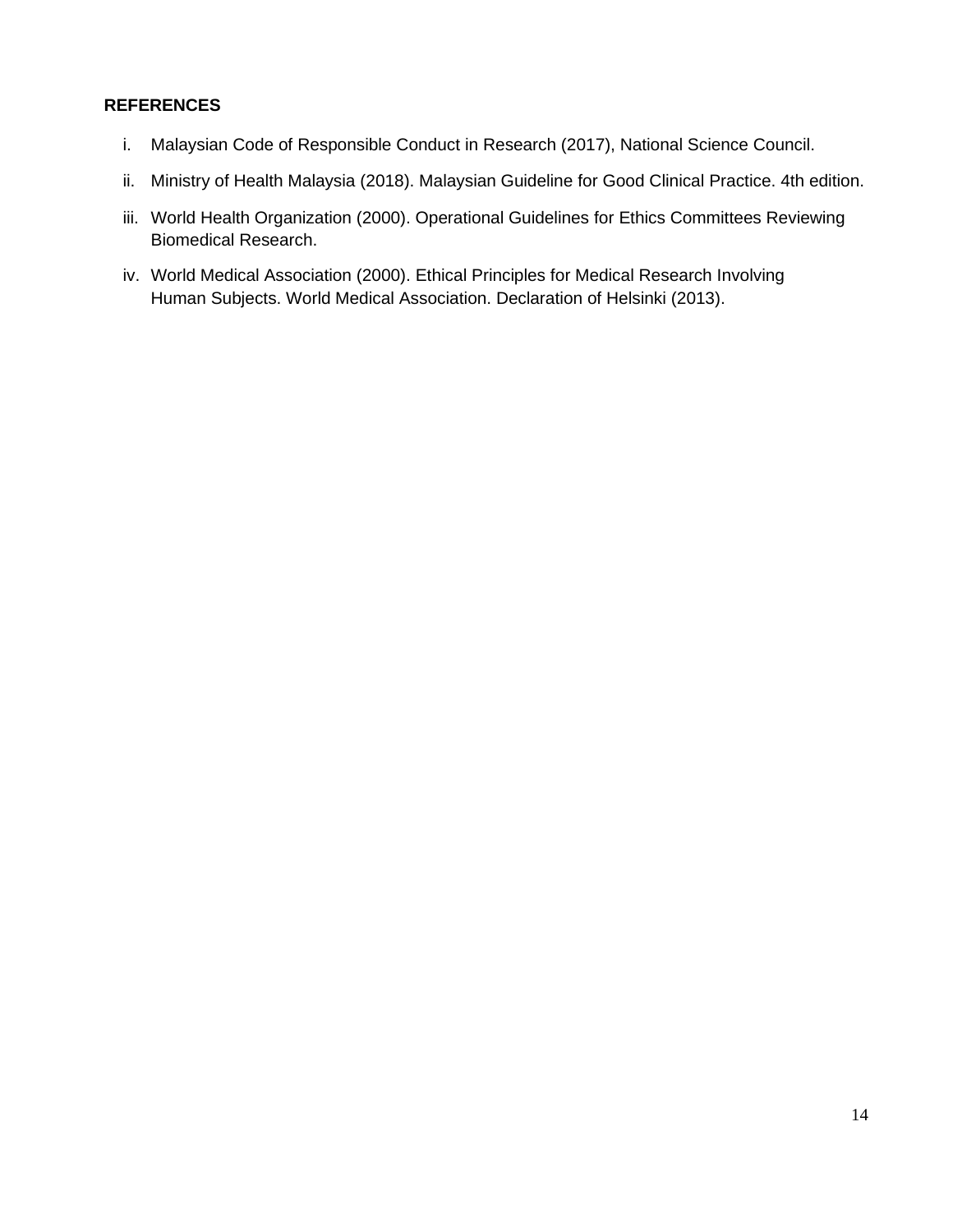## REFERENCES

i. Malaysian Code of Responsible Conduct in Research (2017), National Science Council.

ii. Ministry of Health Malaysia (2018). Malaysian Guideline for Good Clinical Practice. 4th edition.

iii. World Health Organization (2000). Operational Guidelines for Ethics Committees Reviewing Biomedical Research.

iv. World Medical Association (2000). Ethical Principles for Medical Research Involving Human Subjects. World Medical Association. Declaration of Helsinki (2013).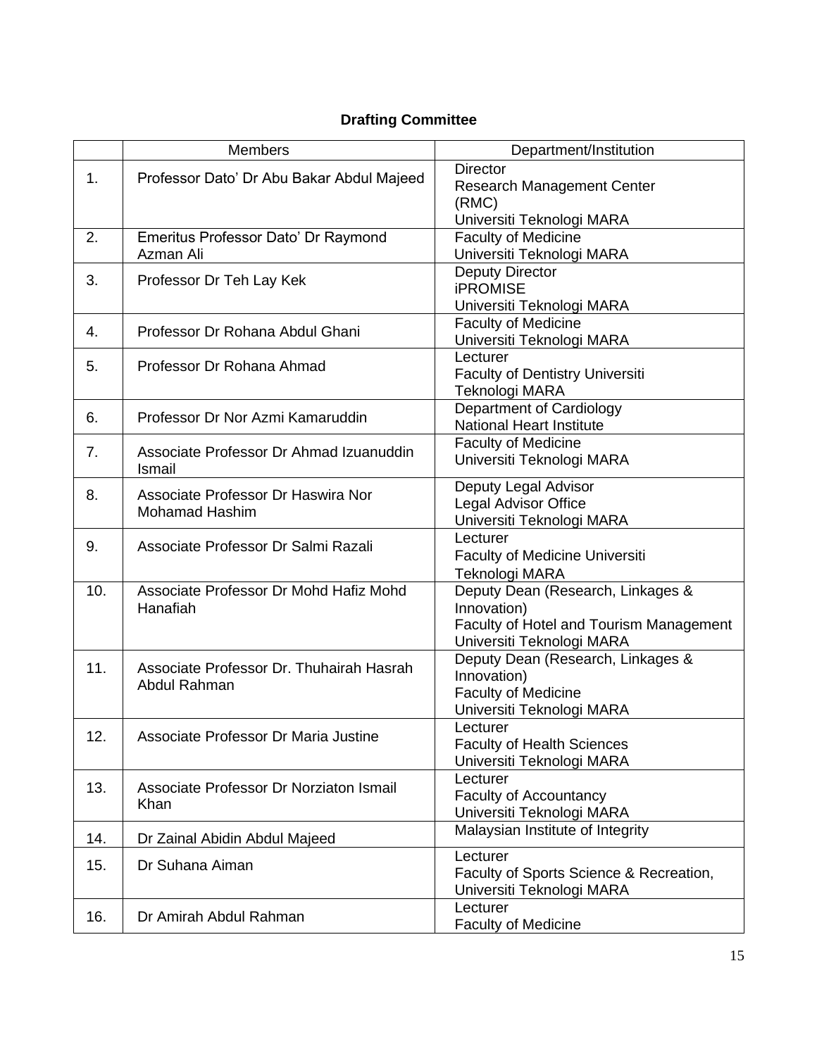## Drafting Committee

| | Members | Department/Institution |
|---|---|---|
| 1. | Professor Dato' Dr Abu Bakar Abdul Majeed | Director<br>Research Management Center (RMC)<br>Universiti Teknologi MARA |
| 2. | Emeritus Professor Dato' Dr Raymond Azman Ali | Faculty of Medicine<br>Universiti Teknologi MARA |
| 3. | Professor Dr Teh Lay Kek | Deputy Director<br>iPROMISE<br>Universiti Teknologi MARA |
| 4. | Professor Dr Rohana Abdul Ghani | Faculty of Medicine<br>Universiti Teknologi MARA |
| 5. | Professor Dr Rohana Ahmad | Lecturer<br>Faculty of Dentistry Universiti Teknologi MARA |
| 6. | Professor Dr Nor Azmi Kamaruddin | Department of Cardiology<br>National Heart Institute |
| 7. | Associate Professor Dr Ahmad Izuanuddin Ismail | Faculty of Medicine<br>Universiti Teknologi MARA |
| 8. | Associate Professor Dr Haswira Nor Mohamad Hashim | Deputy Legal Advisor<br>Legal Advisor Office<br>Universiti Teknologi MARA |
| 9. | Associate Professor Dr Salmi Razali | Lecturer<br>Faculty of Medicine Universiti Teknologi MARA |
| 10. | Associate Professor Dr Mohd Hafiz Mohd Hanafiah | Deputy Dean (Research, Linkages & Innovation)<br>Faculty of Hotel and Tourism Management<br>Universiti Teknologi MARA |
| 11. | Associate Professor Dr. Thuhairah Hasrah Abdul Rahman | Deputy Dean (Research, Linkages & Innovation)<br>Faculty of Medicine<br>Universiti Teknologi MARA |
| 12. | Associate Professor Dr Maria Justine | Lecturer<br>Faculty of Health Sciences<br>Universiti Teknologi MARA |
| 13. | Associate Professor Dr Norziaton Ismail Khan | Lecturer<br>Faculty of Accountancy<br>Universiti Teknologi MARA |
| 14. | Dr Zainal Abidin Abdul Majeed | Malaysian Institute of Integrity |
| 15. | Dr Suhana Aiman | Lecturer<br>Faculty of Sports Science & Recreation,<br>Universiti Teknologi MARA |
| 16. | Dr Amirah Abdul Rahman | Lecturer<br>Faculty of Medicine |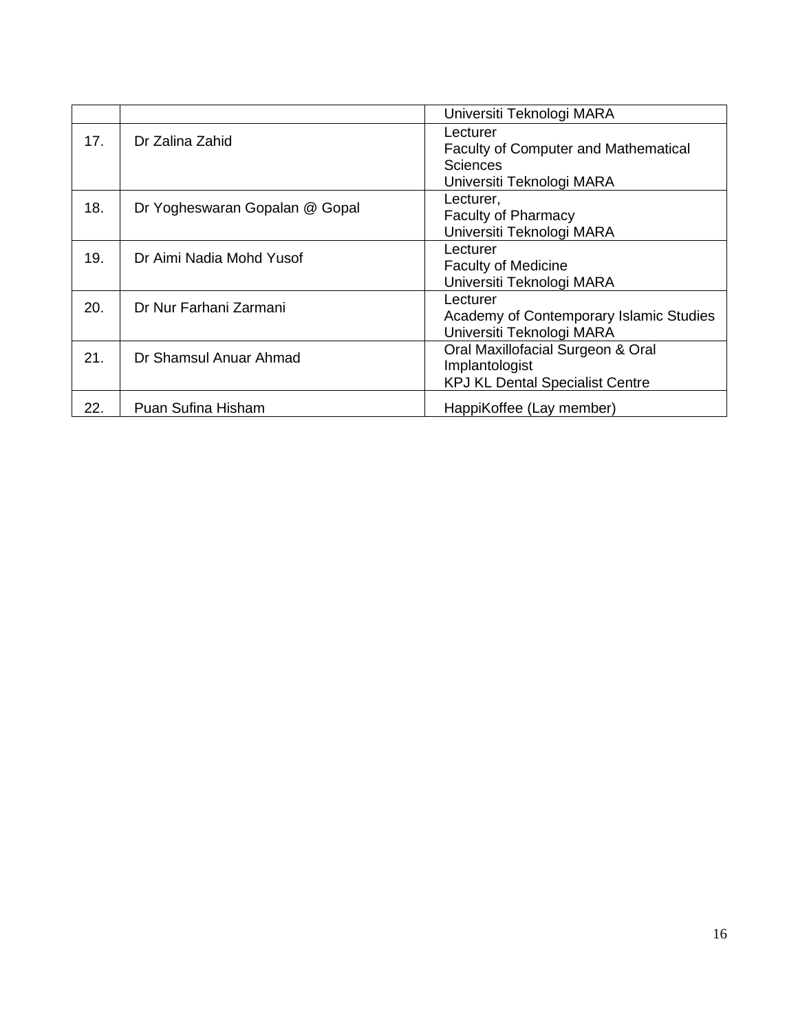| | | |
|---|---|---|
| | | Universiti Teknologi MARA |
| 17. | Dr Zalina Zahid | Lecturer<br>Faculty of Computer and Mathematical Sciences<br>Universiti Teknologi MARA |
| 18. | Dr Yogheswaran Gopalan @ Gopal | Lecturer,<br>Faculty of Pharmacy<br>Universiti Teknologi MARA |
| 19. | Dr Aimi Nadia Mohd Yusof | Lecturer<br>Faculty of Medicine<br>Universiti Teknologi MARA |
| 20. | Dr Nur Farhani Zarmani | Lecturer<br>Academy of Contemporary Islamic Studies<br>Universiti Teknologi MARA |
| 21. | Dr Shamsul Anuar Ahmad | Oral Maxillofacial Surgeon & Oral Implantologist<br>KPJ KL Dental Specialist Centre |
| 22. | Puan Sufina Hisham | HappiKoffee (Lay member) |